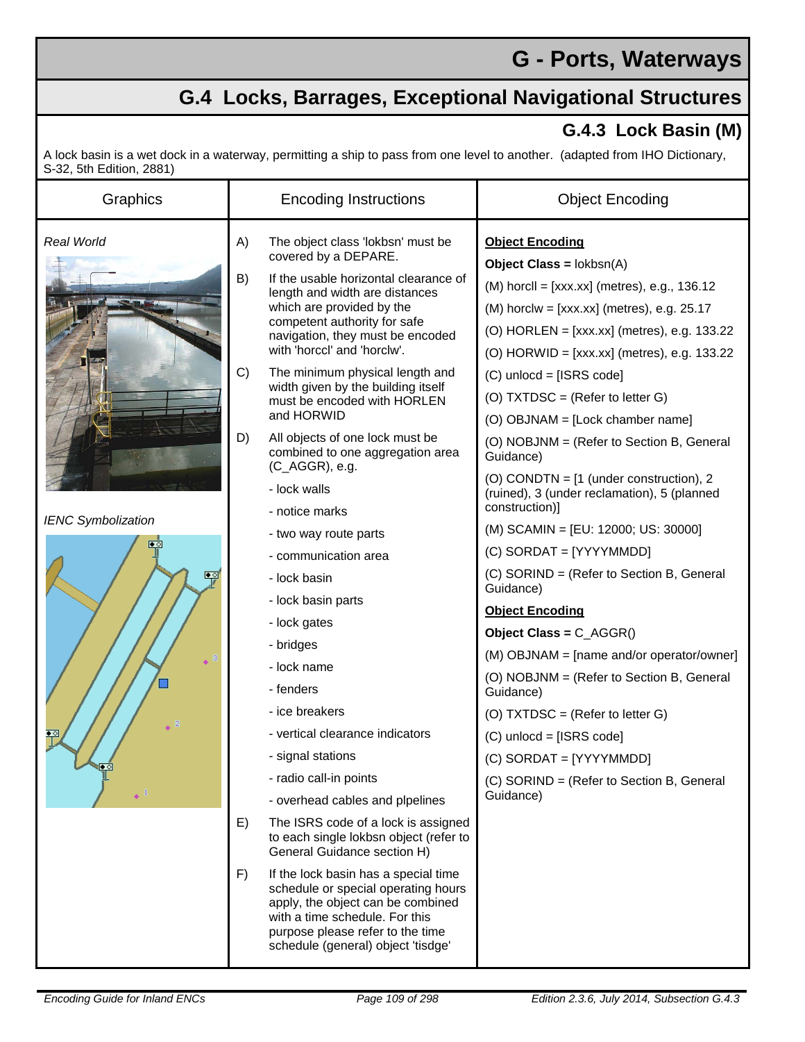# G - Ports, Waterways

## G.4 Locks, Barrages, Exceptional Navigational Structures

### G.4.3 Lock Basin (M)

A lock basin is a wet dock in a waterway, permitting a ship to pass from one level to another. (adapted from IHO Dictionary, S-32, 5th Edition, 2881)

| Graphics | Encoding Instructions | Object Encoding |
|---|---|---|
| *Real World*<br><br>*IENC Symbolization* | A) The object class 'lokbsn' must be covered by a DEPARE.<br><br>B) If the usable horizontal clearance of length and width are distances which are provided by the competent authority for safe navigation, they must be encoded with 'horccl' and 'horclw'.<br><br>C) The minimum physical length and width given by the building itself must be encoded with HORLEN and HORWID<br><br>D) All objects of one lock must be combined to one aggregation area (C_AGGR), e.g.<br>- lock walls<br>- notice marks<br>- two way route parts<br>- communication area<br>- lock basin<br>- lock basin parts<br>- lock gates<br>- bridges<br>- lock name<br>- fenders<br>- ice breakers<br>- vertical clearance indicators<br>- signal stations<br>- radio call-in points<br>- overhead cables and plpelines<br><br>E) The ISRS code of a lock is assigned to each single lokbsn object (refer to General Guidance section H)<br><br>F) If the lock basin has a special time schedule or special operating hours apply, the object can be combined with a time schedule. For this purpose please refer to the time schedule (general) object 'tisdge' | **Object Encoding**<br>**Object Class =** lokbsn(A)<br>(M) horcll = [xxx.xx] (metres), e.g., 136.12<br>(M) horclw = [xxx.xx] (metres), e.g. 25.17<br>(O) HORLEN = [xxx.xx] (metres), e.g. 133.22<br>(O) HORWID = [xxx.xx] (metres), e.g. 133.22<br>(C) unlocd = [ISRS code]<br>(O) TXTDSC = (Refer to letter G)<br>(O) OBJNAM = [Lock chamber name]<br>(O) NOBJNM = (Refer to Section B, General Guidance)<br>(O) CONDTN = [1 (under construction), 2 (ruined), 3 (under reclamation), 5 (planned construction)]<br>(M) SCAMIN = [EU: 12000; US: 30000]<br>(C) SORDAT = [YYYYMMDD]<br>(C) SORIND = (Refer to Section B, General Guidance)<br><br>**Object Encoding**<br>**Object Class =** C_AGGR()<br>(M) OBJNAM = [name and/or operator/owner]<br>(O) NOBJNM = (Refer to Section B, General Guidance)<br>(O) TXTDSC = (Refer to letter G)<br>(C) unlocd = [ISRS code]<br>(C) SORDAT = [YYYYMMDD]<br>(C) SORIND = (Refer to Section B, General Guidance) |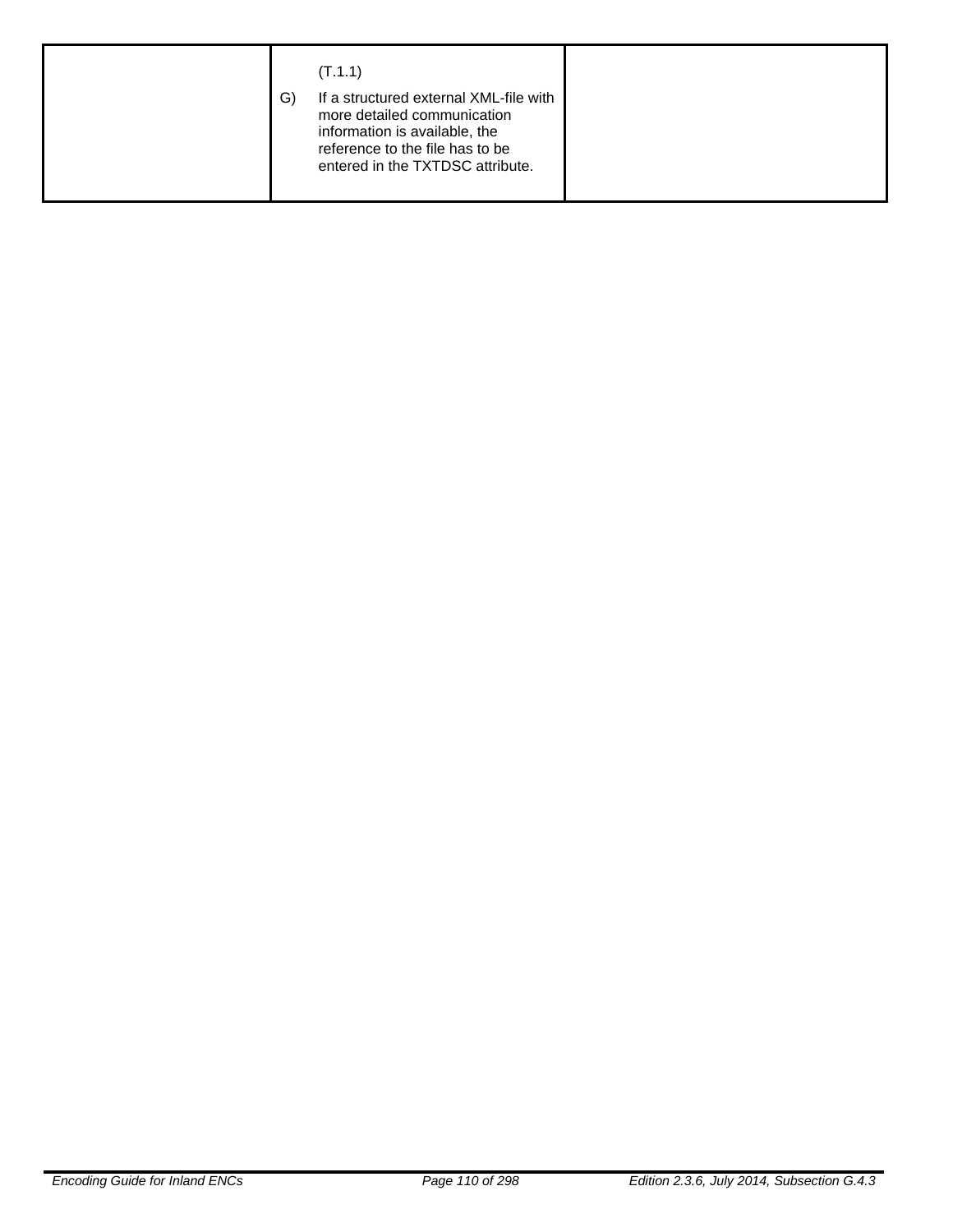| | | |
|---|---|---|
| | (T.1.1)<br><br>G) If a structured external XML-file with more detailed communication information is available, the reference to the file has to be entered in the TXTDSC attribute. | |